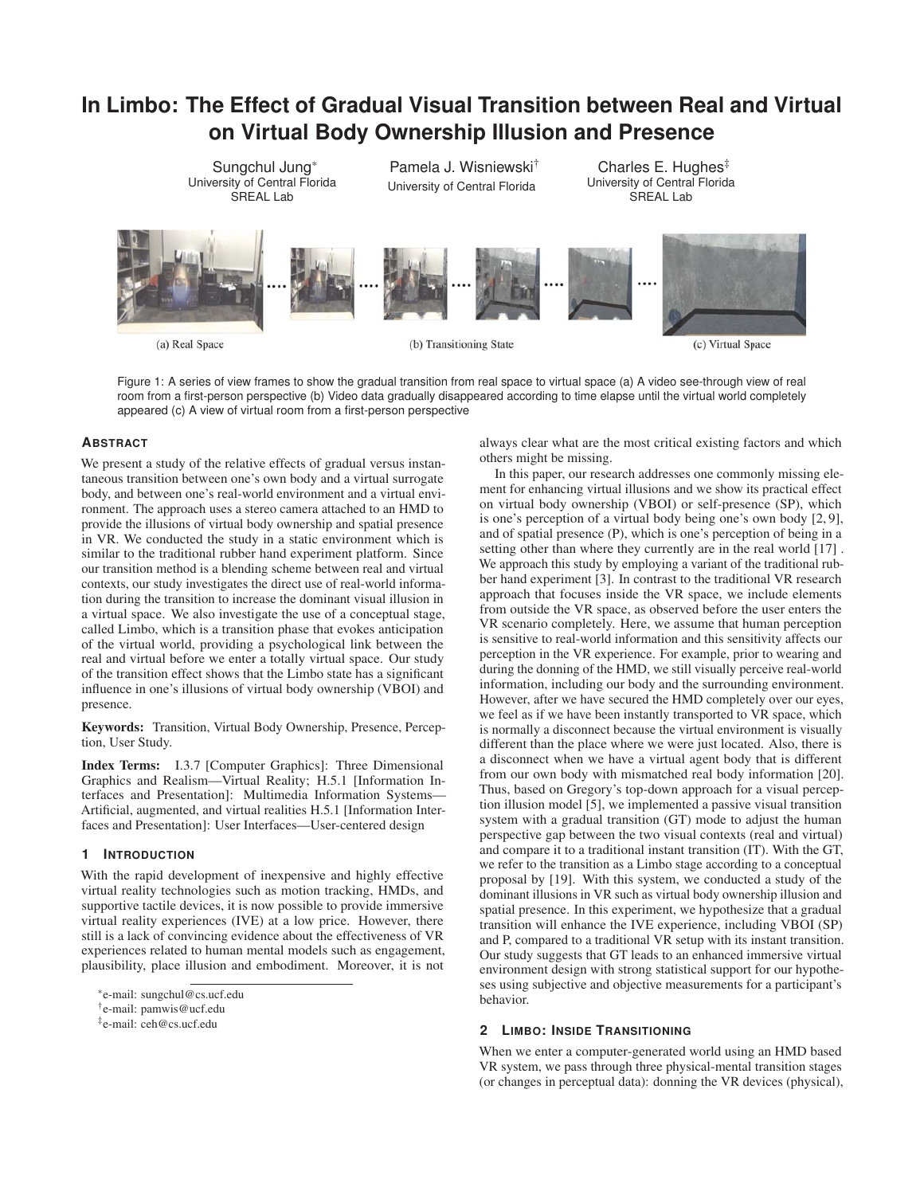# In Limbo: The Effect of Gradual Visual Transition between Real and Virtual on Virtual Body Ownership Illusion and Presence

Sungchul Jung*
University of Central Florida
SREAL Lab

Pamela J. Wisniewski†
University of Central Florida

Charles E. Hughes‡
University of Central Florida
SREAL Lab

(a) Real Space

(b) Transitioning State

(c) Virtual Space

Figure 1: A series of view frames to show the gradual transition from real space to virtual space (a) A video see-through view of real room from a first-person perspective (b) Video data gradually disappeared according to time elapse until the virtual world completely appeared (c) A view of virtual room from a first-person perspective

## Abstract

We present a study of the relative effects of gradual versus instantaneous transition between one's own body and a virtual surrogate body, and between one's real-world environment and a virtual environment. The approach uses a stereo camera attached to an HMD to provide the illusions of virtual body ownership and spatial presence in VR. We conducted the study in a static environment which is similar to the traditional rubber hand experiment platform. Since our transition method is a blending scheme between real and virtual contexts, our study investigates the direct use of real-world information during the transition to increase the dominant visual illusion in a virtual space. We also investigate the use of a conceptual stage, called Limbo, which is a transition phase that evokes anticipation of the virtual world, providing a psychological link between the real and virtual before we enter a totally virtual space. Our study of the transition effect shows that the Limbo state has a significant influence in one's illusions of virtual body ownership (VBOI) and presence.

**Keywords:** Transition, Virtual Body Ownership, Presence, Perception, User Study.

**Index Terms:** I.3.7 [Computer Graphics]: Three Dimensional Graphics and Realism—Virtual Reality; H.5.1 [Information Interfaces and Presentation]: Multimedia Information Systems—Artificial, augmented, and virtual realities H.5.1 [Information Interfaces and Presentation]: User Interfaces—User-centered design

## 1 Introduction

With the rapid development of inexpensive and highly effective virtual reality technologies such as motion tracking, HMDs, and supportive tactile devices, it is now possible to provide immersive virtual reality experiences (IVE) at a low price. However, there still is a lack of convincing evidence about the effectiveness of VR experiences related to human mental models such as engagement, plausibility, place illusion and embodiment. Moreover, it is not always clear what are the most critical existing factors and which others might be missing.

In this paper, our research addresses one commonly missing element for enhancing virtual illusions and we show its practical effect on virtual body ownership (VBOI) or self-presence (SP), which is one's perception of a virtual body being one's own body [2, 9], and of spatial presence (P), which is one's perception of being in a setting other than where they currently are in the real world [17] . We approach this study by employing a variant of the traditional rubber hand experiment [3]. In contrast to the traditional VR research approach that focuses inside the VR space, we include elements from outside the VR space, as observed before the user enters the VR scenario completely. Here, we assume that human perception is sensitive to real-world information and this sensitivity affects our perception in the VR experience. For example, prior to wearing and during the donning of the HMD, we still visually perceive real-world information, including our body and the surrounding environment. However, after we have secured the HMD completely over our eyes, we feel as if we have been instantly transported to VR space, which is normally a disconnect because the virtual environment is visually different than the place where we were just located. Also, there is a disconnect when we have a virtual agent body that is different from our own body with mismatched real body information [20]. Thus, based on Gregory's top-down approach for a visual perception illusion model [5], we implemented a passive visual transition system with a gradual transition (GT) mode to adjust the human perspective gap between the two visual contexts (real and virtual) and compare it to a traditional instant transition (IT). With the GT, we refer to the transition as a Limbo stage according to a conceptual proposal by [19]. With this system, we conducted a study of the dominant illusions in VR such as virtual body ownership illusion and spatial presence. In this experiment, we hypothesize that a gradual transition will enhance the IVE experience, including VBOI (SP) and P, compared to a traditional VR setup with its instant transition. Our study suggests that GT leads to an enhanced immersive virtual environment design with strong statistical support for our hypotheses using subjective and objective measurements for a participant's behavior.

## 2 Limbo: Inside Transitioning

When we enter a computer-generated world using an HMD based VR system, we pass through three physical-mental transition stages (or changes in perceptual data): donning the VR devices (physical),

*e-mail: sungchul@cs.ucf.edu

†e-mail: pamwis@ucf.edu

‡e-mail: ceh@cs.ucf.edu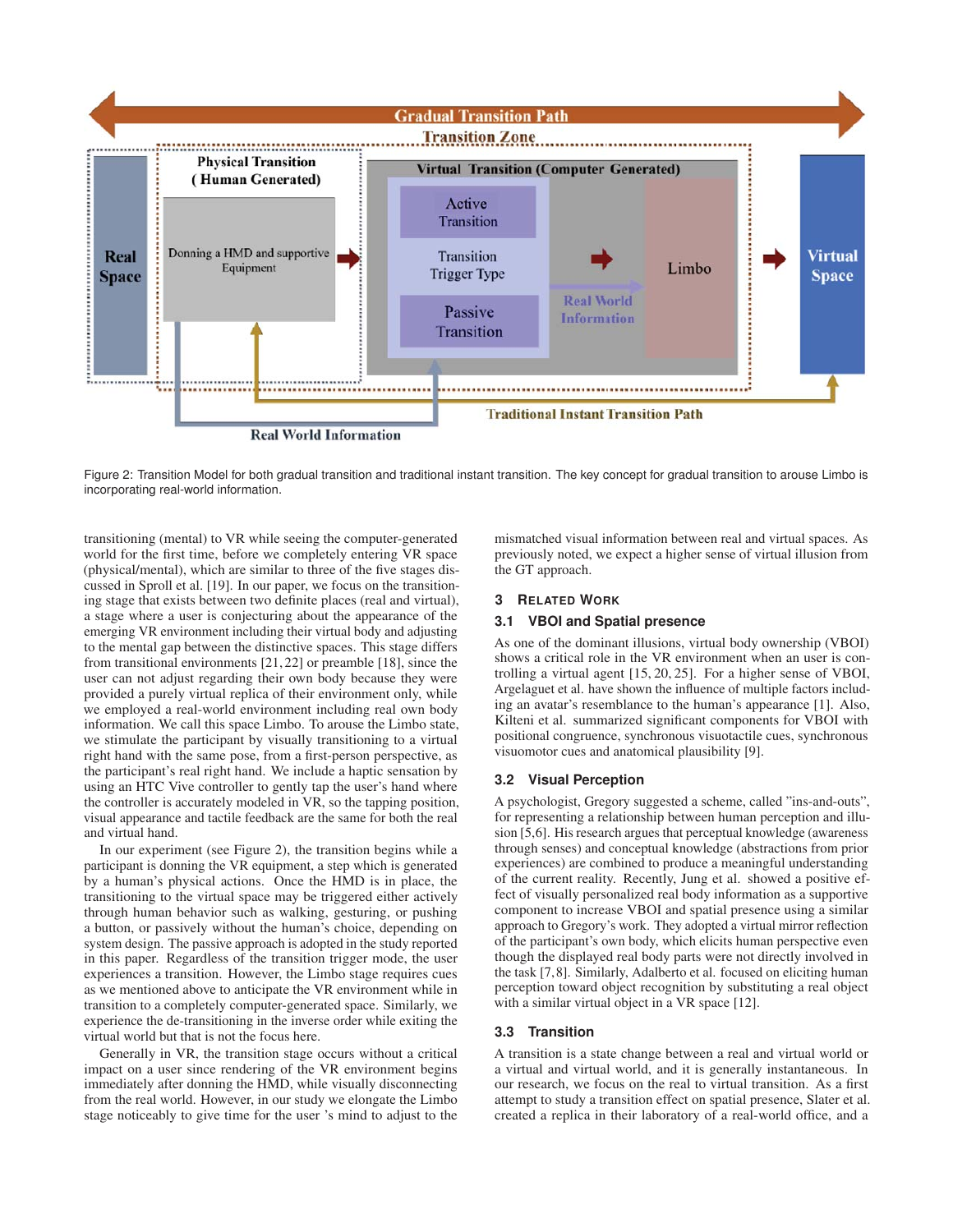Figure 2: Transition Model for both gradual transition and traditional instant transition. The key concept for gradual transition to arouse Limbo is incorporating real-world information.

transitioning (mental) to VR while seeing the computer-generated world for the first time, before we completely entering VR space (physical/mental), which are similar to three of the five stages discussed in Sproll et al. [19]. In our paper, we focus on the transitioning stage that exists between two definite places (real and virtual), a stage where a user is conjecturing about the appearance of the emerging VR environment including their virtual body and adjusting to the mental gap between the distinctive spaces. This stage differs from transitional environments [21, 22] or preamble [18], since the user can not adjust regarding their own body because they were provided a purely virtual replica of their environment only, while we employed a real-world environment including real own body information. We call this space Limbo. To arouse the Limbo state, we stimulate the participant by visually transitioning to a virtual right hand with the same pose, from a first-person perspective, as the participant's real right hand. We include a haptic sensation by using an HTC Vive controller to gently tap the user's hand where the controller is accurately modeled in VR, so the tapping position, visual appearance and tactile feedback are the same for both the real and virtual hand.

In our experiment (see Figure 2), the transition begins while a participant is donning the VR equipment, a step which is generated by a human's physical actions. Once the HMD is in place, the transitioning to the virtual space may be triggered either actively through human behavior such as walking, gesturing, or pushing a button, or passively without the human's choice, depending on system design. The passive approach is adopted in the study reported in this paper. Regardless of the transition trigger mode, the user experiences a transition. However, the Limbo stage requires cues as we mentioned above to anticipate the VR environment while in transition to a completely computer-generated space. Similarly, we experience the de-transitioning in the inverse order while exiting the virtual world but that is not the focus here.

Generally in VR, the transition stage occurs without a critical impact on a user since rendering of the VR environment begins immediately after donning the HMD, while visually disconnecting from the real world. However, in our study we elongate the Limbo stage noticeably to give time for the user 's mind to adjust to the mismatched visual information between real and virtual spaces. As previously noted, we expect a higher sense of virtual illusion from the GT approach.

## 3 Related Work

### 3.1 VBOI and Spatial presence

As one of the dominant illusions, virtual body ownership (VBOI) shows a critical role in the VR environment when an user is controlling a virtual agent [15, 20, 25]. For a higher sense of VBOI, Argelaguet et al. have shown the influence of multiple factors including an avatar's resemblance to the human's appearance [1]. Also, Kilteni et al. summarized significant components for VBOI with positional congruence, synchronous visuotactile cues, synchronous visuomotor cues and anatomical plausibility [9].

### 3.2 Visual Perception

A psychologist, Gregory suggested a scheme, called "ins-and-outs", for representing a relationship between human perception and illusion [5,6]. His research argues that perceptual knowledge (awareness through senses) and conceptual knowledge (abstractions from prior experiences) are combined to produce a meaningful understanding of the current reality. Recently, Jung et al. showed a positive effect of visually personalized real body information as a supportive component to increase VBOI and spatial presence using a similar approach to Gregory's work. They adopted a virtual mirror reflection of the participant's own body, which elicits human perspective even though the displayed real body parts were not directly involved in the task [7,8]. Similarly, Adalberto et al. focused on eliciting human perception toward object recognition by substituting a real object with a similar virtual object in a VR space [12].

### 3.3 Transition

A transition is a state change between a real and virtual world or a virtual and virtual world, and it is generally instantaneous. In our research, we focus on the real to virtual transition. As a first attempt to study a transition effect on spatial presence, Slater et al. created a replica in their laboratory of a real-world office, and a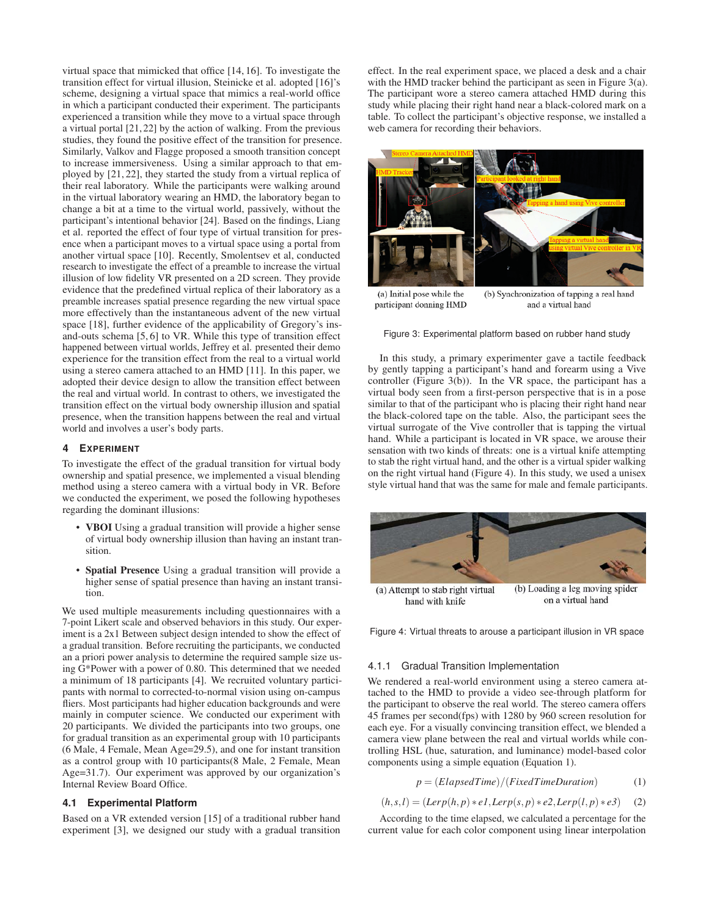virtual space that mimicked that office [14, 16]. To investigate the transition effect for virtual illusion, Steinicke et al. adopted [16]'s scheme, designing a virtual space that mimics a real-world office in which a participant conducted their experiment. The participants experienced a transition while they move to a virtual space through a virtual portal [21, 22] by the action of walking. From the previous studies, they found the positive effect of the transition for presence. Similarly, Valkov and Flagge proposed a smooth transition concept to increase immersiveness. Using a similar approach to that employed by [21, 22], they started the study from a virtual replica of their real laboratory. While the participants were walking around in the virtual laboratory wearing an HMD, the laboratory began to change a bit at a time to the virtual world, passively, without the participant's intentional behavior [24]. Based on the findings, Liang et al. reported the effect of four type of virtual transition for presence when a participant moves to a virtual space using a portal from another virtual space [10]. Recently, Smolentsev et al, conducted research to investigate the effect of a preamble to increase the virtual illusion of low fidelity VR presented on a 2D screen. They provide evidence that the predefined virtual replica of their laboratory as a preamble increases spatial presence regarding the new virtual space more effectively than the instantaneous advent of the new virtual space [18], further evidence of the applicability of Gregory's ins-and-outs schema [5, 6] to VR. While this type of transition effect happened between virtual worlds, Jeffrey et al. presented their demo experience for the transition effect from the real to a virtual world using a stereo camera attached to an HMD [11]. In this paper, we adopted their device design to allow the transition effect between the real and virtual world. In contrast to others, we investigated the transition effect on the virtual body ownership illusion and spatial presence, when the transition happens between the real and virtual world and involves a user's body parts.

## 4 Experiment

To investigate the effect of the gradual transition for virtual body ownership and spatial presence, we implemented a visual blending method using a stereo camera with a virtual body in VR. Before we conducted the experiment, we posed the following hypotheses regarding the dominant illusions:

- **VBOI** Using a gradual transition will provide a higher sense of virtual body ownership illusion than having an instant transition.
- **Spatial Presence** Using a gradual transition will provide a higher sense of spatial presence than having an instant transition.

We used multiple measurements including questionnaires with a 7-point Likert scale and observed behaviors in this study. Our experiment is a 2x1 Between subject design intended to show the effect of a gradual transition. Before recruiting the participants, we conducted an a priori power analysis to determine the required sample size using G*Power with a power of 0.80. This determined that we needed a minimum of 18 participants [4]. We recruited voluntary participants with normal to corrected-to-normal vision using on-campus fliers. Most participants had higher education backgrounds and were mainly in computer science. We conducted our experiment with 20 participants. We divided the participants into two groups, one for gradual transition as an experimental group with 10 participants (6 Male, 4 Female, Mean Age=29.5), and one for instant transition as a control group with 10 participants(8 Male, 2 Female, Mean Age=31.7). Our experiment was approved by our organization's Internal Review Board Office.

### 4.1 Experimental Platform

Based on a VR extended version [15] of a traditional rubber hand experiment [3], we designed our study with a gradual transition effect. In the real experiment space, we placed a desk and a chair with the HMD tracker behind the participant as seen in Figure 3(a). The participant wore a stereo camera attached HMD during this study while placing their right hand near a black-colored mark on a table. To collect the participant's objective response, we installed a web camera for recording their behaviors.

(a) Initial pose while the participant donning HMD (b) Synchronization of tapping a real hand and a virtual hand

Figure 3: Experimental platform based on rubber hand study

In this study, a primary experimenter gave a tactile feedback by gently tapping a participant's hand and forearm using a Vive controller (Figure 3(b)). In the VR space, the participant has a virtual body seen from a first-person perspective that is in a pose similar to that of the participant who is placing their right hand near the black-colored tape on the table. Also, the participant sees the virtual surrogate of the Vive controller that is tapping the virtual hand. While a participant is located in VR space, we arouse their sensation with two kinds of threats: one is a virtual knife attempting to stab the right virtual hand, and the other is a virtual spider walking on the right virtual hand (Figure 4). In this study, we used a unisex style virtual hand that was the same for male and female participants.

(a) Attempt to stab right virtual hand with knife (b) Loading a leg moving spider on a virtual hand

Figure 4: Virtual threats to arouse a participant illusion in VR space

#### 4.1.1 Gradual Transition Implementation

We rendered a real-world environment using a stereo camera attached to the HMD to provide a video see-through platform for the participant to observe the real world. The stereo camera offers 45 frames per second(fps) with 1280 by 960 screen resolution for each eye. For a visually convincing transition effect, we blended a camera view plane between the real and virtual worlds while controlling HSL (hue, saturation, and luminance) model-based color components using a simple equation (Equation 1).

$$p = (ElapsedTime)/(FixedTimeDuration) \tag{1}$$

$$(h,s,l) = (Lerp(h,p)*e1, Lerp(s,p)*e2, Lerp(l,p)*e3) \tag{2}$$

According to the time elapsed, we calculated a percentage for the current value for each color component using linear interpolation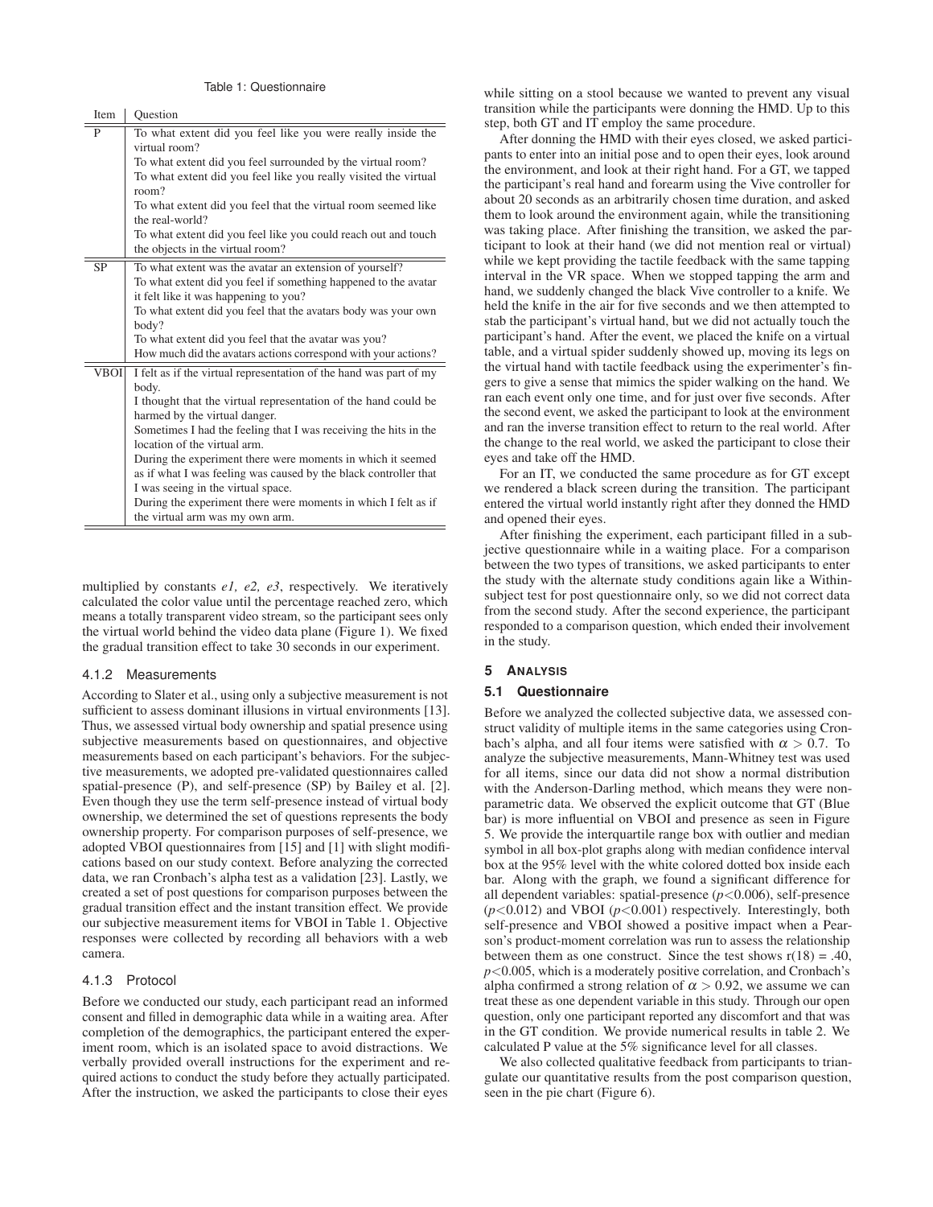Table 1: Questionnaire

| Item | Question |
|---|---|
| P | To what extent did you feel like you were really inside the virtual room?<br>To what extent did you feel surrounded by the virtual room?<br>To what extent did you feel like you really visited the virtual room?<br>To what extent did you feel that the virtual room seemed like the real-world?<br>To what extent did you feel like you could reach out and touch the objects in the virtual room? |
| SP | To what extent was the avatar an extension of yourself?<br>To what extent did you feel if something happened to the avatar it felt like it was happening to you?<br>To what extent did you feel that the avatars body was your own body?<br>To what extent did you feel that the avatar was you?<br>How much did the avatars actions correspond with your actions? |
| VBOI | I felt as if the virtual representation of the hand was part of my body.<br>I thought that the virtual representation of the hand could be harmed by the virtual danger.<br>Sometimes I had the feeling that I was receiving the hits in the location of the virtual arm.<br>During the experiment there were moments in which it seemed as if what I was feeling was caused by the black controller that I was seeing in the virtual space.<br>During the experiment there were moments in which I felt as if the virtual arm was my own arm. |

multiplied by constants *e1, e2, e3*, respectively. We iteratively calculated the color value until the percentage reached zero, which means a totally transparent video stream, so the participant sees only the virtual world behind the video data plane (Figure 1). We fixed the gradual transition effect to take 30 seconds in our experiment.

### 4.1.2 Measurements

According to Slater et al., using only a subjective measurement is not sufficient to assess dominant illusions in virtual environments [13]. Thus, we assessed virtual body ownership and spatial presence using subjective measurements based on questionnaires, and objective measurements based on each participant's behaviors. For the subjective measurements, we adopted pre-validated questionnaires called spatial-presence (P), and self-presence (SP) by Bailey et al. [2]. Even though they use the term self-presence instead of virtual body ownership, we determined the set of questions represents the body ownership property. For comparison purposes of self-presence, we adopted VBOI questionnaires from [15] and [1] with slight modifications based on our study context. Before analyzing the corrected data, we ran Cronbach's alpha test as a validation [23]. Lastly, we created a set of post questions for comparison purposes between the gradual transition effect and the instant transition effect. We provide our subjective measurement items for VBOI in Table 1. Objective responses were collected by recording all behaviors with a web camera.

### 4.1.3 Protocol

Before we conducted our study, each participant read an informed consent and filled in demographic data while in a waiting area. After completion of the demographics, the participant entered the experiment room, which is an isolated space to avoid distractions. We verbally provided overall instructions for the experiment and required actions to conduct the study before they actually participated. After the instruction, we asked the participants to close their eyes while sitting on a stool because we wanted to prevent any visual transition while the participants were donning the HMD. Up to this step, both GT and IT employ the same procedure.

After donning the HMD with their eyes closed, we asked participants to enter into an initial pose and to open their eyes, look around the environment, and look at their right hand. For a GT, we tapped the participant's real hand and forearm using the Vive controller for about 20 seconds as an arbitrarily chosen time duration, and asked them to look around the environment again, while the transitioning was taking place. After finishing the transition, we asked the participant to look at their hand (we did not mention real or virtual) while we kept providing the tactile feedback with the same tapping interval in the VR space. When we stopped tapping the arm and hand, we suddenly changed the black Vive controller to a knife. We held the knife in the air for five seconds and we then attempted to stab the participant's virtual hand, but we did not actually touch the participant's hand. After the event, we placed the knife on a virtual table, and a virtual spider suddenly showed up, moving its legs on the virtual hand with tactile feedback using the experimenter's fingers to give a sense that mimics the spider walking on the hand. We ran each event only one time, and for just over five seconds. After the second event, we asked the participant to look at the environment and ran the inverse transition effect to return to the real world. After the change to the real world, we asked the participant to close their eyes and take off the HMD.

For an IT, we conducted the same procedure as for GT except we rendered a black screen during the transition. The participant entered the virtual world instantly right after they donned the HMD and opened their eyes.

After finishing the experiment, each participant filled in a subjective questionnaire while in a waiting place. For a comparison between the two types of transitions, we asked participants to enter the study with the alternate study conditions again like a Within-subject test for post questionnaire only, so we did not correct data from the second study. After the second experience, the participant responded to a comparison question, which ended their involvement in the study.

## 5 Analysis

### 5.1 Questionnaire

Before we analyzed the collected subjective data, we assessed construct validity of multiple items in the same categories using Cronbach's alpha, and all four items were satisfied with $\alpha > 0.7$. To analyze the subjective measurements, Mann-Whitney test was used for all items, since our data did not show a normal distribution with the Anderson-Darling method, which means they were non-parametric data. We observed the explicit outcome that GT (Blue bar) is more influential on VBOI and presence as seen in Figure 5. We provide the interquartile range box with outlier and median symbol in all box-plot graphs along with median confidence interval box at the 95% level with the white colored dotted box inside each bar. Along with the graph, we found a significant difference for all dependent variables: spatial-presence ($p<0.006$), self-presence ($p<0.012$) and VBOI ($p<0.001$) respectively. Interestingly, both self-presence and VBOI showed a positive impact when a Pearson's product-moment correlation was run to assess the relationship between them as one construct. Since the test shows $r(18) = .40$, $p<0.005$, which is a moderately positive correlation, and Cronbach's alpha confirmed a strong relation of $\alpha > 0.92$, we assume we can treat these as one dependent variable in this study. Through our open question, only one participant reported any discomfort and that was in the GT condition. We provide numerical results in table 2. We calculated P value at the 5% significance level for all classes.

We also collected qualitative feedback from participants to triangulate our quantitative results from the post comparison question, seen in the pie chart (Figure 6).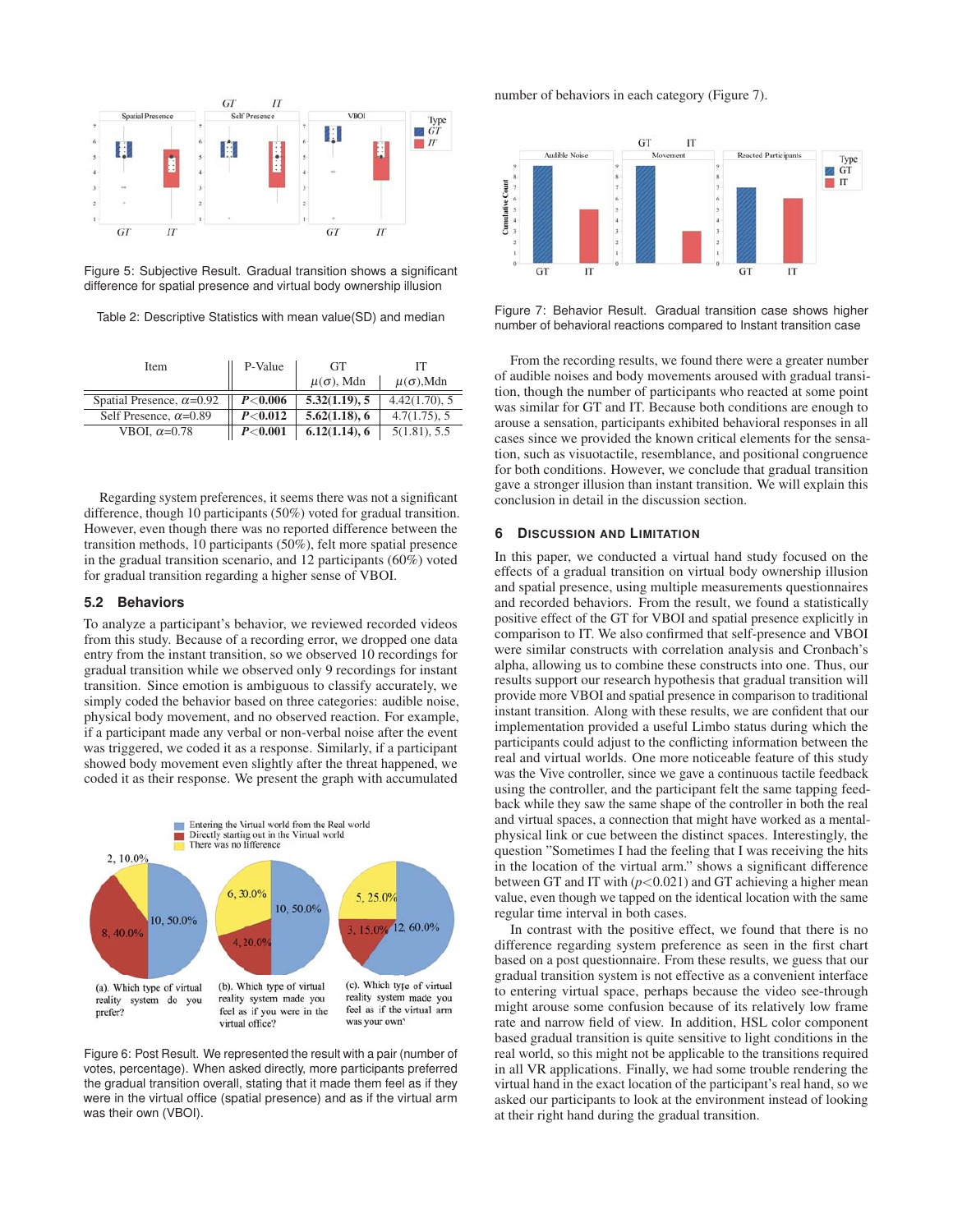Figure 5: Subjective Result. Gradual transition shows a significant difference for spatial presence and virtual body ownership illusion

Table 2: Descriptive Statistics with mean value(SD) and median

| Item | P-Value | GT $\mu(\sigma)$, Mdn | IT $\mu(\sigma)$,Mdn |
|---|---|---|---|
| Spatial Presence, $\alpha$=0.92 | ***P*<0.006** | **5.32(1.19), 5** | 4.42(1.70), 5 |
| Self Presence, $\alpha$=0.89 | ***P*<0.012** | **5.62(1.18), 6** | 4.7(1.75), 5 |
| VBOI, $\alpha$=0.78 | ***P*<0.001** | **6.12(1.14), 6** | 5(1.81), 5.5 |

Regarding system preferences, it seems there was not a significant difference, though 10 participants (50%) voted for gradual transition. However, even though there was no reported difference between the transition methods, 10 participants (50%), felt more spatial presence in the gradual transition scenario, and 12 participants (60%) voted for gradual transition regarding a higher sense of VBOI.

### 5.2 Behaviors

To analyze a participant's behavior, we reviewed recorded videos from this study. Because of a recording error, we dropped one data entry from the instant transition, so we observed 10 recordings for gradual transition while we observed only 9 recordings for instant transition. Since emotion is ambiguous to classify accurately, we simply coded the behavior based on three categories: audible noise, physical body movement, and no observed reaction. For example, if a participant made any verbal or non-verbal noise after the event was triggered, we coded it as a response. Similarly, if a participant showed body movement even slightly after the threat happened, we coded it as their response. We present the graph with accumulated number of behaviors in each category (Figure 7).

(a). Which type of virtual reality system do you prefer?

(b). Which type of virtual reality system made you feel as if you were in the virtual office?

(c). Which type of virtual reality system made you feel as if the virtual arm was your own?

Figure 6: Post Result. We represented the result with a pair (number of votes, percentage). When asked directly, more participants preferred the gradual transition overall, stating that it made them feel as if they were in the virtual office (spatial presence) and as if the virtual arm was their own (VBOI).

Figure 7: Behavior Result. Gradual transition case shows higher number of behavioral reactions compared to Instant transition case

From the recording results, we found there were a greater number of audible noises and body movements aroused with gradual transition, though the number of participants who reacted at some point was similar for GT and IT. Because both conditions are enough to arouse a sensation, participants exhibited behavioral responses in all cases since we provided the known critical elements for the sensation, such as visuotactile, resemblance, and positional congruence for both conditions. However, we conclude that gradual transition gave a stronger illusion than instant transition. We will explain this conclusion in detail in the discussion section.

## 6 Discussion and Limitation

In this paper, we conducted a virtual hand study focused on the effects of a gradual transition on virtual body ownership illusion and spatial presence, using multiple measurements questionnaires and recorded behaviors. From the result, we found a statistically positive effect of the GT for VBOI and spatial presence explicitly in comparison to IT. We also confirmed that self-presence and VBOI were similar constructs with correlation analysis and Cronbach's alpha, allowing us to combine these constructs into one. Thus, our results support our research hypothesis that gradual transition will provide more VBOI and spatial presence in comparison to traditional instant transition. Along with these results, we are confident that our implementation provided a useful Limbo status during which the participants could adjust to the conflicting information between the real and virtual worlds. One more noticeable feature of this study was the Vive controller, since we gave a continuous tactile feedback using the controller, and the participant felt the same tapping feedback while they saw the same shape of the controller in both the real and virtual spaces, a connection that might have worked as a mental-physical link or cue between the distinct spaces. Interestingly, the question "Sometimes I had the feeling that I was receiving the hits in the location of the virtual arm." shows a significant difference between GT and IT with ($p$<0.021) and GT achieving a higher mean value, even though we tapped on the identical location with the same regular time interval in both cases.

In contrast with the positive effect, we found that there is no difference regarding system preference as seen in the first chart based on a post questionnaire. From these results, we guess that our gradual transition system is not effective as a convenient interface to entering virtual space, perhaps because the video see-through might arouse some confusion because of its relatively low frame rate and narrow field of view. In addition, HSL color component based gradual transition is quite sensitive to light conditions in the real world, so this might not be applicable to the transitions required in all VR applications. Finally, we had some trouble rendering the virtual hand in the exact location of the participant's real hand, so we asked our participants to look at the environment instead of looking at their right hand during the gradual transition.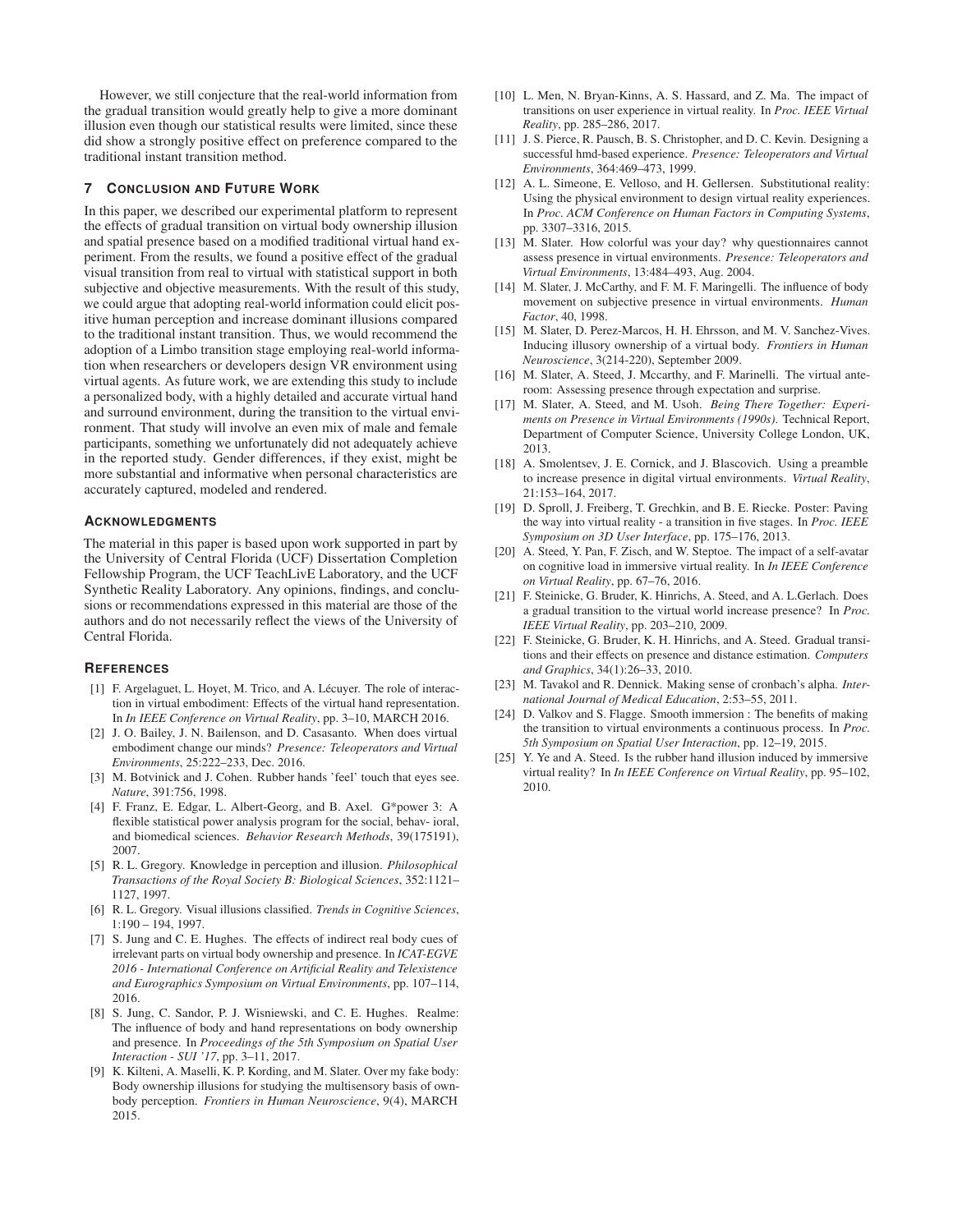However, we still conjecture that the real-world information from the gradual transition would greatly help to give a more dominant illusion even though our statistical results were limited, since these did show a strongly positive effect on preference compared to the traditional instant transition method.

## 7 Conclusion and Future Work

In this paper, we described our experimental platform to represent the effects of gradual transition on virtual body ownership illusion and spatial presence based on a modified traditional virtual hand experiment. From the results, we found a positive effect of the gradual visual transition from real to virtual with statistical support in both subjective and objective measurements. With the result of this study, we could argue that adopting real-world information could elicit positive human perception and increase dominant illusions compared to the traditional instant transition. Thus, we would recommend the adoption of a Limbo transition stage employing real-world information when researchers or developers design VR environment using virtual agents. As future work, we are extending this study to include a personalized body, with a highly detailed and accurate virtual hand and surround environment, during the transition to the virtual environment. That study will involve an even mix of male and female participants, something we unfortunately did not adequately achieve in the reported study. Gender differences, if they exist, might be more substantial and informative when personal characteristics are accurately captured, modeled and rendered.

## Acknowledgments

The material in this paper is based upon work supported in part by the University of Central Florida (UCF) Dissertation Completion Fellowship Program, the UCF TeachLivE Laboratory, and the UCF Synthetic Reality Laboratory. Any opinions, findings, and conclusions or recommendations expressed in this material are those of the authors and do not necessarily reflect the views of the University of Central Florida.

## References

[1] F. Argelaguet, L. Hoyet, M. Trico, and A. Lécuyer. The role of interaction in virtual embodiment: Effects of the virtual hand representation. In *In IEEE Conference on Virtual Reality*, pp. 3–10, MARCH 2016.

[2] J. O. Bailey, J. N. Bailenson, and D. Casasanto. When does virtual embodiment change our minds? *Presence: Teleoperators and Virtual Environments*, 25:222–233, Dec. 2016.

[3] M. Botvinick and J. Cohen. Rubber hands 'feel' touch that eyes see. *Nature*, 391:756, 1998.

[4] F. Franz, E. Edgar, L. Albert-Georg, and B. Axel. G*power 3: A flexible statistical power analysis program for the social, behav- ioral, and biomedical sciences. *Behavior Research Methods*, 39(175191), 2007.

[5] R. L. Gregory. Knowledge in perception and illusion. *Philosophical Transactions of the Royal Society B: Biological Sciences*, 352:1121–1127, 1997.

[6] R. L. Gregory. Visual illusions classified. *Trends in Cognitive Sciences*, 1:190 – 194, 1997.

[7] S. Jung and C. E. Hughes. The effects of indirect real body cues of irrelevant parts on virtual body ownership and presence. In *ICAT-EGVE 2016 - International Conference on Artificial Reality and Telexistence and Eurographics Symposium on Virtual Environments*, pp. 107–114, 2016.

[8] S. Jung, C. Sandor, P. J. Wisniewski, and C. E. Hughes. Realme: The influence of body and hand representations on body ownership and presence. In *Proceedings of the 5th Symposium on Spatial User Interaction - SUI '17*, pp. 3–11, 2017.

[9] K. Kilteni, A. Maselli, K. P. Kording, and M. Slater. Over my fake body: Body ownership illusions for studying the multisensory basis of own-body perception. *Frontiers in Human Neuroscience*, 9(4), MARCH 2015.

[10] L. Men, N. Bryan-Kinns, A. S. Hassard, and Z. Ma. The impact of transitions on user experience in virtual reality. In *Proc. IEEE Virtual Reality*, pp. 285–286, 2017.

[11] J. S. Pierce, R. Pausch, B. S. Christopher, and D. C. Kevin. Designing a successful hmd-based experience. *Presence: Teleoperators and Virtual Environments*, 364:469–473, 1999.

[12] A. L. Simeone, E. Velloso, and H. Gellersen. Substitutional reality: Using the physical environment to design virtual reality experiences. In *Proc. ACM Conference on Human Factors in Computing Systems*, pp. 3307–3316, 2015.

[13] M. Slater. How colorful was your day? why questionnaires cannot assess presence in virtual environments. *Presence: Teleoperators and Virtual Environments*, 13:484–493, Aug. 2004.

[14] M. Slater, J. McCarthy, and F. M. F. Maringelli. The influence of body movement on subjective presence in virtual environments. *Human Factor*, 40, 1998.

[15] M. Slater, D. Perez-Marcos, H. H. Ehrsson, and M. V. Sanchez-Vives. Inducing illusory ownership of a virtual body. *Frontiers in Human Neuroscience*, 3(214-220), September 2009.

[16] M. Slater, A. Steed, J. Mccarthy, and F. Marinelli. The virtual anteroom: Assessing presence through expectation and surprise.

[17] M. Slater, A. Steed, and M. Usoh. *Being There Together: Experiments on Presence in Virtual Environments (1990s)*. Technical Report, Department of Computer Science, University College London, UK, 2013.

[18] A. Smolentsev, J. E. Cornick, and J. Blascovich. Using a preamble to increase presence in digital virtual environments. *Virtual Reality*, 21:153–164, 2017.

[19] D. Sproll, J. Freiberg, T. Grechkin, and B. E. Riecke. Poster: Paving the way into virtual reality - a transition in five stages. In *Proc. IEEE Symposium on 3D User Interface*, pp. 175–176, 2013.

[20] A. Steed, Y. Pan, F. Zisch, and W. Steptoe. The impact of a self-avatar on cognitive load in immersive virtual reality. In *In IEEE Conference on Virtual Reality*, pp. 67–76, 2016.

[21] F. Steinicke, G. Bruder, K. Hinrichs, A. Steed, and A. L.Gerlach. Does a gradual transition to the virtual world increase presence? In *Proc. IEEE Virtual Reality*, pp. 203–210, 2009.

[22] F. Steinicke, G. Bruder, K. H. Hinrichs, and A. Steed. Gradual transitions and their effects on presence and distance estimation. *Computers and Graphics*, 34(1):26–33, 2010.

[23] M. Tavakol and R. Dennick. Making sense of cronbach's alpha. *International Journal of Medical Education*, 2:53–55, 2011.

[24] D. Valkov and S. Flagge. Smooth immersion : The benefits of making the transition to virtual environments a continuous process. In *Proc. 5th Symposium on Spatial User Interaction*, pp. 12–19, 2015.

[25] Y. Ye and A. Steed. Is the rubber hand illusion induced by immersive virtual reality? In *In IEEE Conference on Virtual Reality*, pp. 95–102, 2010.